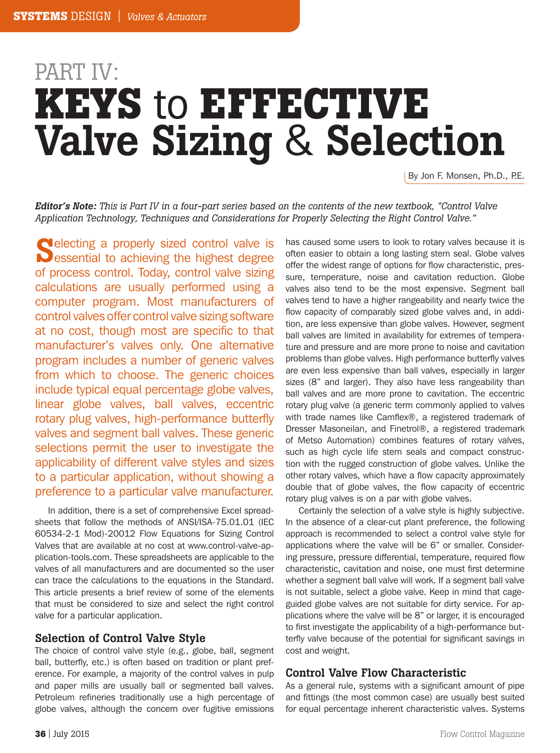# PART IV: KEYS to EFFECTIVE Valve Sizing & Selection

By Jon F. Monsen, Ph.D., P.E.

***Editor's Note:** This is Part IV in a four-part series based on the contents of the new textbook, "Control Valve Application Technology, Techniques and Considerations for Properly Selecting the Right Control Valve."*

Selecting a properly sized control valve is essential to achieving the highest degree of process control. Today, control valve sizing calculations are usually performed using a computer program. Most manufacturers of control valves offer control valve sizing software at no cost, though most are specific to that manufacturer's valves only. One alternative program includes a number of generic valves from which to choose. The generic choices include typical equal percentage globe valves, linear globe valves, ball valves, eccentric rotary plug valves, high-performance butterfly valves and segment ball valves. These generic selections permit the user to investigate the applicability of different valve styles and sizes to a particular application, without showing a preference to a particular valve manufacturer.

In addition, there is a set of comprehensive Excel spreadsheets that follow the methods of ANSI/ISA-75.01.01 (IEC 60534-2-1 Mod)-20012 Flow Equations for Sizing Control Valves that are available at no cost at www.control-valve-application-tools.com. These spreadsheets are applicable to the valves of all manufacturers and are documented so the user can trace the calculations to the equations in the Standard. This article presents a brief review of some of the elements that must be considered to size and select the right control valve for a particular application.

## Selection of Control Valve Style

The choice of control valve style (e.g., globe, ball, segment ball, butterfly, etc.) is often based on tradition or plant preference. For example, a majority of the control valves in pulp and paper mills are usually ball or segmented ball valves. Petroleum refineries traditionally use a high percentage of globe valves, although the concern over fugitive emissions has caused some users to look to rotary valves because it is often easier to obtain a long lasting stem seal. Globe valves offer the widest range of options for flow characteristic, pressure, temperature, noise and cavitation reduction. Globe valves also tend to be the most expensive. Segment ball valves tend to have a higher rangeability and nearly twice the flow capacity of comparably sized globe valves and, in addition, are less expensive than globe valves. However, segment ball valves are limited in availability for extremes of temperature and pressure and are more prone to noise and cavitation problems than globe valves. High performance butterfly valves are even less expensive than ball valves, especially in larger sizes (8" and larger). They also have less rangeability than ball valves and are more prone to cavitation. The eccentric rotary plug valve (a generic term commonly applied to valves with trade names like Camflex®, a registered trademark of Dresser Masoneilan, and Finetrol®, a registered trademark of Metso Automation) combines features of rotary valves, such as high cycle life stem seals and compact construction with the rugged construction of globe valves. Unlike the other rotary valves, which have a flow capacity approximately double that of globe valves, the flow capacity of eccentric rotary plug valves is on a par with globe valves.

Certainly the selection of a valve style is highly subjective. In the absence of a clear-cut plant preference, the following approach is recommended to select a control valve style for applications where the valve will be 6" or smaller. Considering pressure, pressure differential, temperature, required flow characteristic, cavitation and noise, one must first determine whether a segment ball valve will work. If a segment ball valve is not suitable, select a globe valve. Keep in mind that cage-guided globe valves are not suitable for dirty service. For applications where the valve will be 8" or larger, it is encouraged to first investigate the applicability of a high-performance butterfly valve because of the potential for significant savings in cost and weight.

## Control Valve Flow Characteristic

As a general rule, systems with a significant amount of pipe and fittings (the most common case) are usually best suited for equal percentage inherent characteristic valves. Systems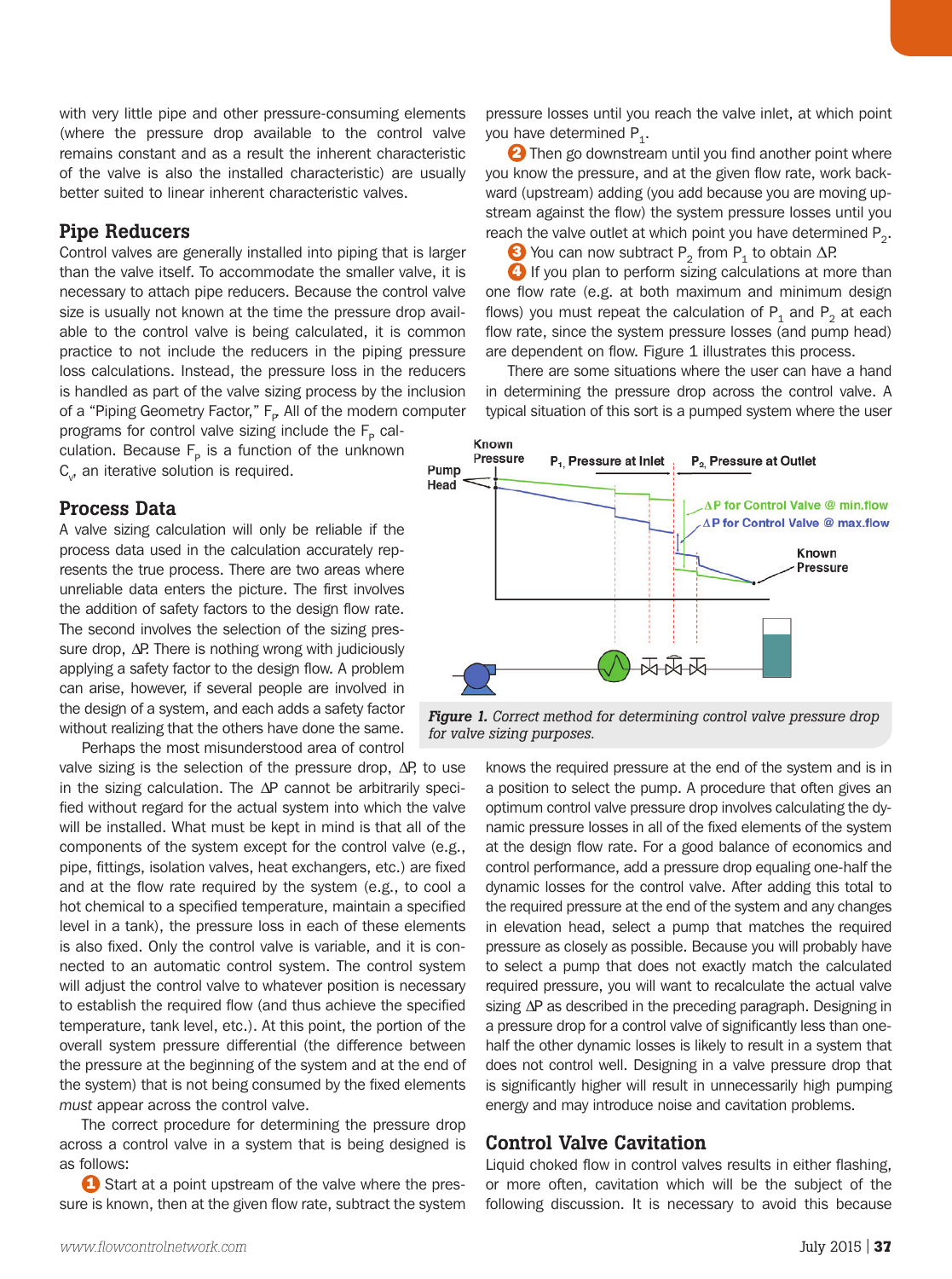with very little pipe and other pressure-consuming elements (where the pressure drop available to the control valve remains constant and as a result the inherent characteristic of the valve is also the installed characteristic) are usually better suited to linear inherent characteristic valves.

## Pipe Reducers

Control valves are generally installed into piping that is larger than the valve itself. To accommodate the smaller valve, it is necessary to attach pipe reducers. Because the control valve size is usually not known at the time the pressure drop available to the control valve is being calculated, it is common practice to not include the reducers in the piping pressure loss calculations. Instead, the pressure loss in the reducers is handled as part of the valve sizing process by the inclusion of a "Piping Geometry Factor," $F_P$. All of the modern computer programs for control valve sizing include the $F_P$ calculation. Because $F_P$ is a function of the unknown $C_v$, an iterative solution is required.

## Process Data

A valve sizing calculation will only be reliable if the process data used in the calculation accurately represents the true process. There are two areas where unreliable data enters the picture. The first involves the addition of safety factors to the design flow rate. The second involves the selection of the sizing pressure drop, ΔP. There is nothing wrong with judiciously applying a safety factor to the design flow. A problem can arise, however, if several people are involved in the design of a system, and each adds a safety factor without realizing that the others have done the same.

Perhaps the most misunderstood area of control valve sizing is the selection of the pressure drop, ΔP, to use in the sizing calculation. The ΔP cannot be arbitrarily specified without regard for the actual system into which the valve will be installed. What must be kept in mind is that all of the components of the system except for the control valve (e.g., pipe, fittings, isolation valves, heat exchangers, etc.) are fixed and at the flow rate required by the system (e.g., to cool a hot chemical to a specified temperature, maintain a specified level in a tank), the pressure loss in each of these elements is also fixed. Only the control valve is variable, and it is connected to an automatic control system. The control system will adjust the control valve to whatever position is necessary to establish the required flow (and thus achieve the specified temperature, tank level, etc.). At this point, the portion of the overall system pressure differential (the difference between the pressure at the beginning of the system and at the end of the system) that is not being consumed by the fixed elements *must* appear across the control valve.

The correct procedure for determining the pressure drop across a control valve in a system that is being designed is as follows:

1. Start at a point upstream of the valve where the pressure is known, then at the given flow rate, subtract the system pressure losses until you reach the valve inlet, at which point you have determined $P_1$.
2. Then go downstream until you find another point where you know the pressure, and at the given flow rate, work backward (upstream) adding (you add because you are moving upstream against the flow) the system pressure losses until you reach the valve outlet at which point you have determined $P_2$.
3. You can now subtract $P_2$ from $P_1$ to obtain ΔP.
4. If you plan to perform sizing calculations at more than one flow rate (e.g. at both maximum and minimum design flows) you must repeat the calculation of $P_1$ and $P_2$ at each flow rate, since the system pressure losses (and pump head) are dependent on flow. Figure 1 illustrates this process.

There are some situations where the user can have a hand in determining the pressure drop across the control valve. A typical situation of this sort is a pumped system where the user knows the required pressure at the end of the system and is in a position to select the pump. A procedure that often gives an optimum control valve pressure drop involves calculating the dynamic pressure losses in all of the fixed elements of the system at the design flow rate. For a good balance of economics and control performance, add a pressure drop equaling one-half the dynamic losses for the control valve. After adding this total to the required pressure at the end of the system and any changes in elevation head, select a pump that matches the required pressure as closely as possible. Because you will probably have to select a pump that does not exactly match the calculated required pressure, you will want to recalculate the actual valve sizing ΔP as described in the preceding paragraph. Designing in a pressure drop for a control valve of significantly less than one-half the other dynamic losses is likely to result in a system that does not control well. Designing in a valve pressure drop that is significantly higher will result in unnecessarily high pumping energy and may introduce noise and cavitation problems.

*Figure 1. Correct method for determining control valve pressure drop for valve sizing purposes.*

## Control Valve Cavitation

Liquid choked flow in control valves results in either flashing, or more often, cavitation which will be the subject of the following discussion. It is necessary to avoid this because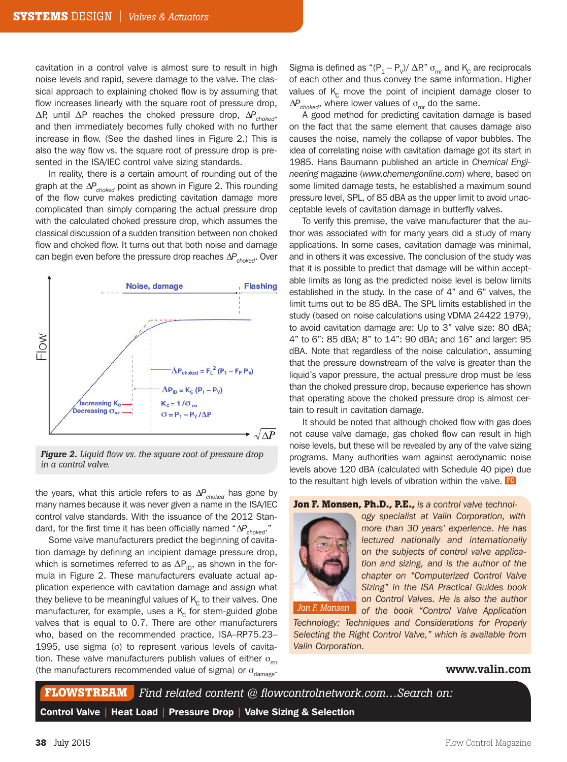cavitation in a control valve is almost sure to result in high noise levels and rapid, severe damage to the valve. The classical approach to explaining choked flow is by assuming that flow increases linearly with the square root of pressure drop, ΔP, until ΔP reaches the choked pressure drop, $\Delta P_{choked}$, and then immediately becomes fully choked with no further increase in flow. (See the dashed lines in Figure 2.) This is also the way flow vs. the square root of pressure drop is presented in the ISA/IEC control valve sizing standards.

In reality, there is a certain amount of rounding out of the graph at the $\Delta P_{choked}$ point as shown in Figure 2. This rounding of the flow curve makes predicting cavitation damage more complicated than simply comparing the actual pressure drop with the calculated choked pressure drop, which assumes the classical discussion of a sudden transition between non choked flow and choked flow. It turns out that both noise and damage can begin even before the pressure drop reaches $\Delta P_{choked}$. Over

Noise, damage

Flashing

Flow

$\Delta P_{choked} = F_L^2 (P_1 - F_F P_V)$

$\Delta P_{ID} = K_C (P_1 - P_V)$

$K_C = 1/\sigma_{mr}$

$\sigma = P_1 - P_V / \Delta P$

Increasing $K_C$

Decreasing $\sigma_{mr}$

$\sqrt{\Delta P}$

*Figure 2. Liquid flow vs. the square root of pressure drop in a control valve.*

the years, what this article refers to as $\Delta P_{choked}$ has gone by many names because it was never given a name in the ISA/IEC control valve standards. With the issuance of the 2012 Standard, for the first time it has been officially named "$\Delta P_{choked}$."

Some valve manufacturers predict the beginning of cavitation damage by defining an incipient damage pressure drop, which is sometimes referred to as $\Delta P_{ID}$, as shown in the formula in Figure 2. These manufacturers evaluate actual application experience with cavitation damage and assign what they believe to be meaningful values of $K_C$ to their valves. One manufacturer, for example, uses a $K_C$ for stem-guided globe valves that is equal to 0.7. There are other manufacturers who, based on the recommended practice, ISA–RP75.23–1995, use sigma (σ) to represent various levels of cavitation. These valve manufacturers publish values of either $\sigma_{mr}$ (the manufacturers recommended value of sigma) or $\sigma_{damage}$. Sigma is defined as "$(P_1 - P_V)/\Delta P$." $\sigma_{mr}$ and $K_C$ are reciprocals of each other and thus convey the same information. Higher values of $K_C$ move the point of incipient damage closer to $\Delta P_{choked}$, where lower values of $\sigma_{mr}$ do the same.

A good method for predicting cavitation damage is based on the fact that the same element that causes damage also causes the noise, namely the collapse of vapor bubbles. The idea of correlating noise with cavitation damage got its start in 1985. Hans Baumann published an article in *Chemical Engineering* magazine (*www.chemengonline.com*) where, based on some limited damage tests, he established a maximum sound pressure level, SPL, of 85 dBA as the upper limit to avoid unacceptable levels of cavitation damage in butterfly valves.

To verify this premise, the valve manufacturer that the author was associated with for many years did a study of many applications. In some cases, cavitation damage was minimal, and in others it was excessive. The conclusion of the study was that it is possible to predict that damage will be within acceptable limits as long as the predicted noise level is below limits established in the study. In the case of 4" and 6" valves, the limit turns out to be 85 dBA. The SPL limits established in the study (based on noise calculations using VDMA 24422 1979), to avoid cavitation damage are: Up to 3" valve size: 80 dBA; 4" to 6": 85 dBA; 8" to 14": 90 dBA; and 16" and larger: 95 dBA. Note that regardless of the noise calculation, assuming that the pressure downstream of the valve is greater than the liquid's vapor pressure, the actual pressure drop must be less than the choked pressure drop, because experience has shown that operating above the choked pressure drop is almost certain to result in cavitation damage.

It should be noted that although choked flow with gas does not cause valve damage, gas choked flow can result in high noise levels, but these will be revealed by any of the valve sizing programs. Many authorities warn against aerodynamic noise levels above 120 dBA (calculated with Schedule 40 pipe) due to the resultant high levels of vibration within the valve.

**Jon F. Monsen, Ph.D., P.E.,** *is a control valve technology specialist at Valin Corporation, with more than 30 years' experience. He has lectured nationally and internationally on the subjects of control valve application and sizing, and is the author of the chapter on "Computerized Control Valve Sizing" in the ISA Practical Guides book on Control Valves. He is also the author of the book "Control Valve Application Technology: Techniques and Considerations for Properly Selecting the Right Control Valve," which is available from Valin Corporation.*

*Jon F. Monsen*

**www.valin.com**

**FLOWSTREAM** *Find related content @ flowcontrolnetwork.com…Search on:*

**Control Valve | Heat Load | Pressure Drop | Valve Sizing & Selection**